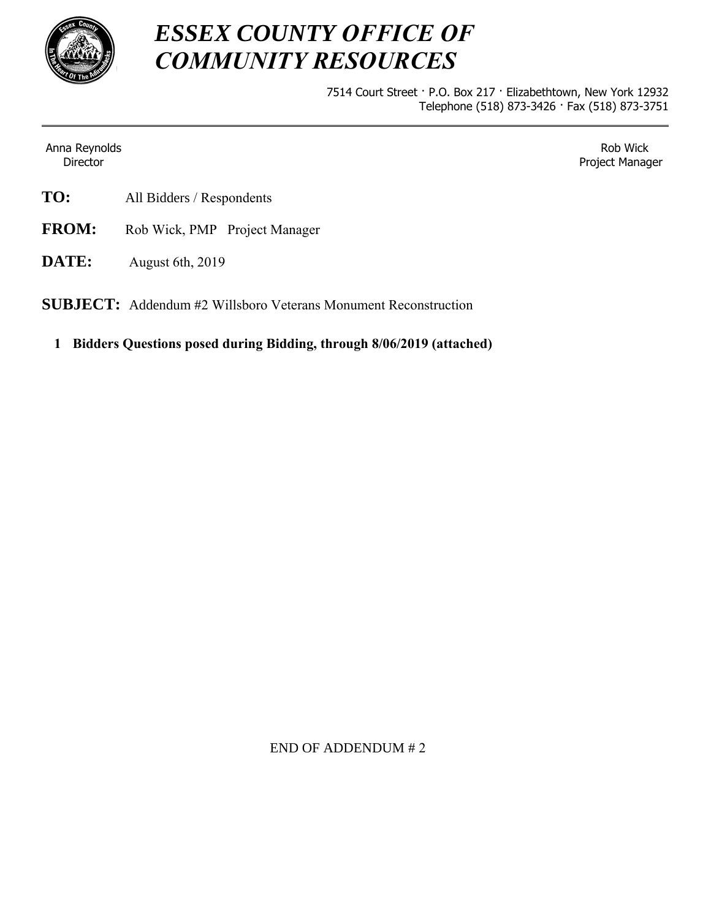# *ESSEX COUNTY OFFICE OF COMMUNITY RESOURCES*

7514 Court Street · P.O. Box 217 · Elizabethtown, New York 12932
Telephone (518) 873-3426 · Fax (518) 873-3751

---

Anna Reynolds
Director

Rob Wick
Project Manager

**TO:** All Bidders / Respondents

**FROM:** Rob Wick, PMP Project Manager

**DATE:** August 6th, 2019

**SUBJECT:** Addendum #2 Willsboro Veterans Monument Reconstruction

**1 Bidders Questions posed during Bidding, through 8/06/2019 (attached)**

END OF ADDENDUM # 2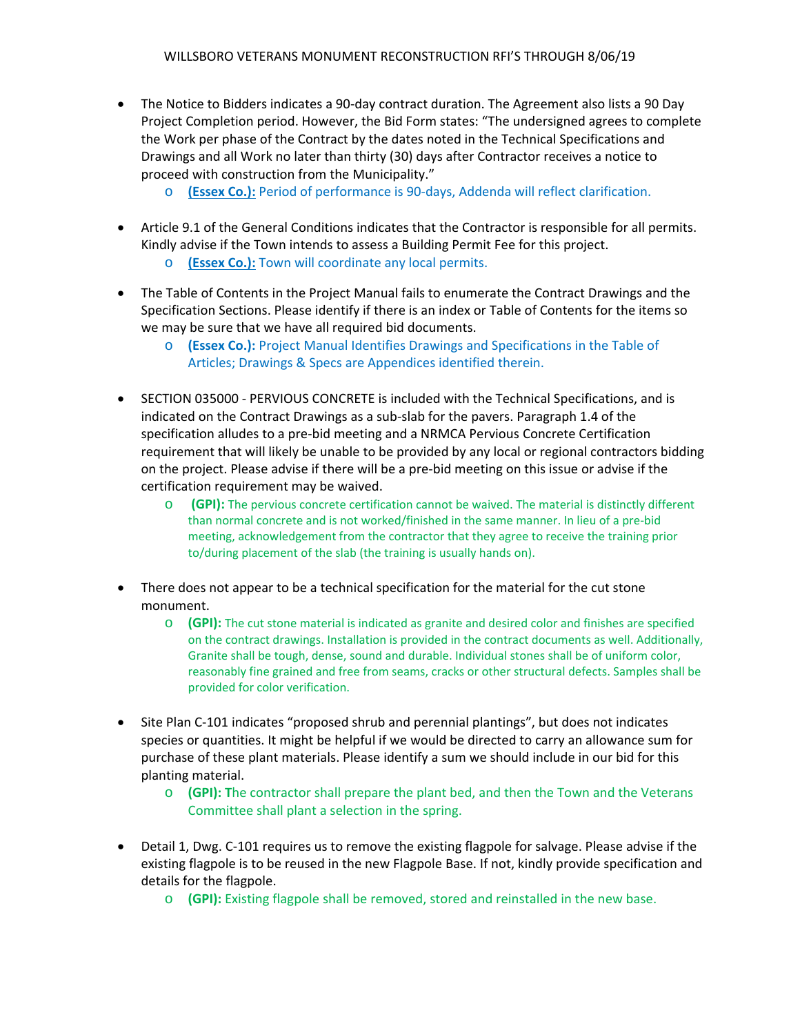WILLSBORO VETERANS MONUMENT RECONSTRUCTION RFI'S THROUGH 8/06/19

- The Notice to Bidders indicates a 90-day contract duration. The Agreement also lists a 90 Day Project Completion period. However, the Bid Form states: "The undersigned agrees to complete the Work per phase of the Contract by the dates noted in the Technical Specifications and Drawings and all Work no later than thirty (30) days after Contractor receives a notice to proceed with construction from the Municipality."
  - **(Essex Co.):** Period of performance is 90-days, Addenda will reflect clarification.

- Article 9.1 of the General Conditions indicates that the Contractor is responsible for all permits. Kindly advise if the Town intends to assess a Building Permit Fee for this project.
  - **(Essex Co.):** Town will coordinate any local permits.

- The Table of Contents in the Project Manual fails to enumerate the Contract Drawings and the Specification Sections. Please identify if there is an index or Table of Contents for the items so we may be sure that we have all required bid documents.
  - **(Essex Co.):** Project Manual Identifies Drawings and Specifications in the Table of Articles; Drawings & Specs are Appendices identified therein.

- SECTION 035000 - PERVIOUS CONCRETE is included with the Technical Specifications, and is indicated on the Contract Drawings as a sub-slab for the pavers. Paragraph 1.4 of the specification alludes to a pre-bid meeting and a NRMCA Pervious Concrete Certification requirement that will likely be unable to be provided by any local or regional contractors bidding on the project. Please advise if there will be a pre-bid meeting on this issue or advise if the certification requirement may be waived.
  - **(GPI):** The pervious concrete certification cannot be waived. The material is distinctly different than normal concrete and is not worked/finished in the same manner. In lieu of a pre-bid meeting, acknowledgement from the contractor that they agree to receive the training prior to/during placement of the slab (the training is usually hands on).

- There does not appear to be a technical specification for the material for the cut stone monument.
  - **(GPI):** The cut stone material is indicated as granite and desired color and finishes are specified on the contract drawings. Installation is provided in the contract documents as well. Additionally, Granite shall be tough, dense, sound and durable. Individual stones shall be of uniform color, reasonably fine grained and free from seams, cracks or other structural defects. Samples shall be provided for color verification.

- Site Plan C-101 indicates "proposed shrub and perennial plantings", but does not indicates species or quantities. It might be helpful if we would be directed to carry an allowance sum for purchase of these plant materials. Please identify a sum we should include in our bid for this planting material.
  - **(GPI):** The contractor shall prepare the plant bed, and then the Town and the Veterans Committee shall plant a selection in the spring.

- Detail 1, Dwg. C-101 requires us to remove the existing flagpole for salvage. Please advise if the existing flagpole is to be reused in the new Flagpole Base. If not, kindly provide specification and details for the flagpole.
  - **(GPI):** Existing flagpole shall be removed, stored and reinstalled in the new base.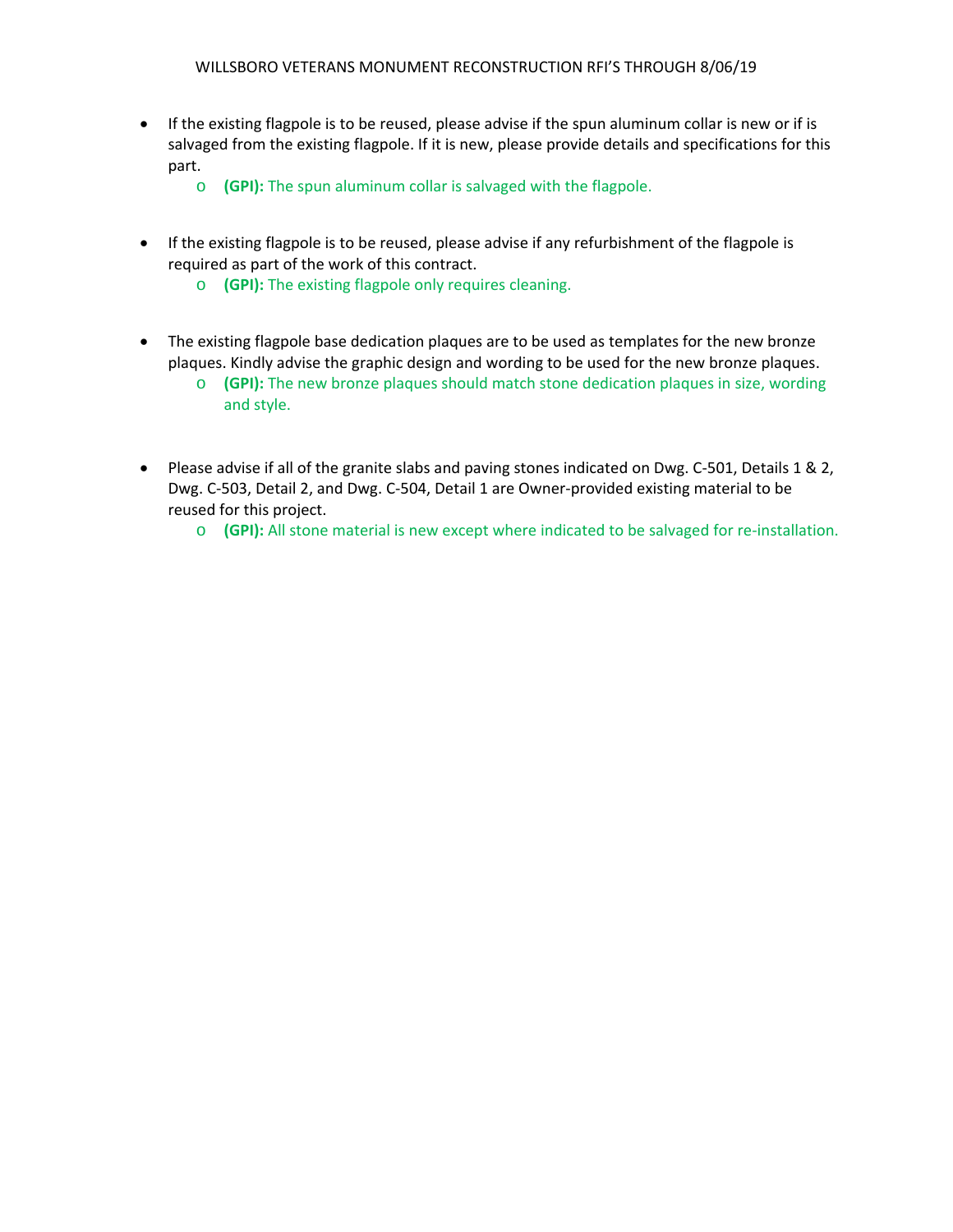WILLSBORO VETERANS MONUMENT RECONSTRUCTION RFI'S THROUGH 8/06/19

- If the existing flagpole is to be reused, please advise if the spun aluminum collar is new or if is salvaged from the existing flagpole. If it is new, please provide details and specifications for this part.
  - **(GPI):** The spun aluminum collar is salvaged with the flagpole.

- If the existing flagpole is to be reused, please advise if any refurbishment of the flagpole is required as part of the work of this contract.
  - **(GPI):** The existing flagpole only requires cleaning.

- The existing flagpole base dedication plaques are to be used as templates for the new bronze plaques. Kindly advise the graphic design and wording to be used for the new bronze plaques.
  - **(GPI):** The new bronze plaques should match stone dedication plaques in size, wording and style.

- Please advise if all of the granite slabs and paving stones indicated on Dwg. C-501, Details 1 & 2, Dwg. C-503, Detail 2, and Dwg. C-504, Detail 1 are Owner-provided existing material to be reused for this project.
  - **(GPI):** All stone material is new except where indicated to be salvaged for re-installation.